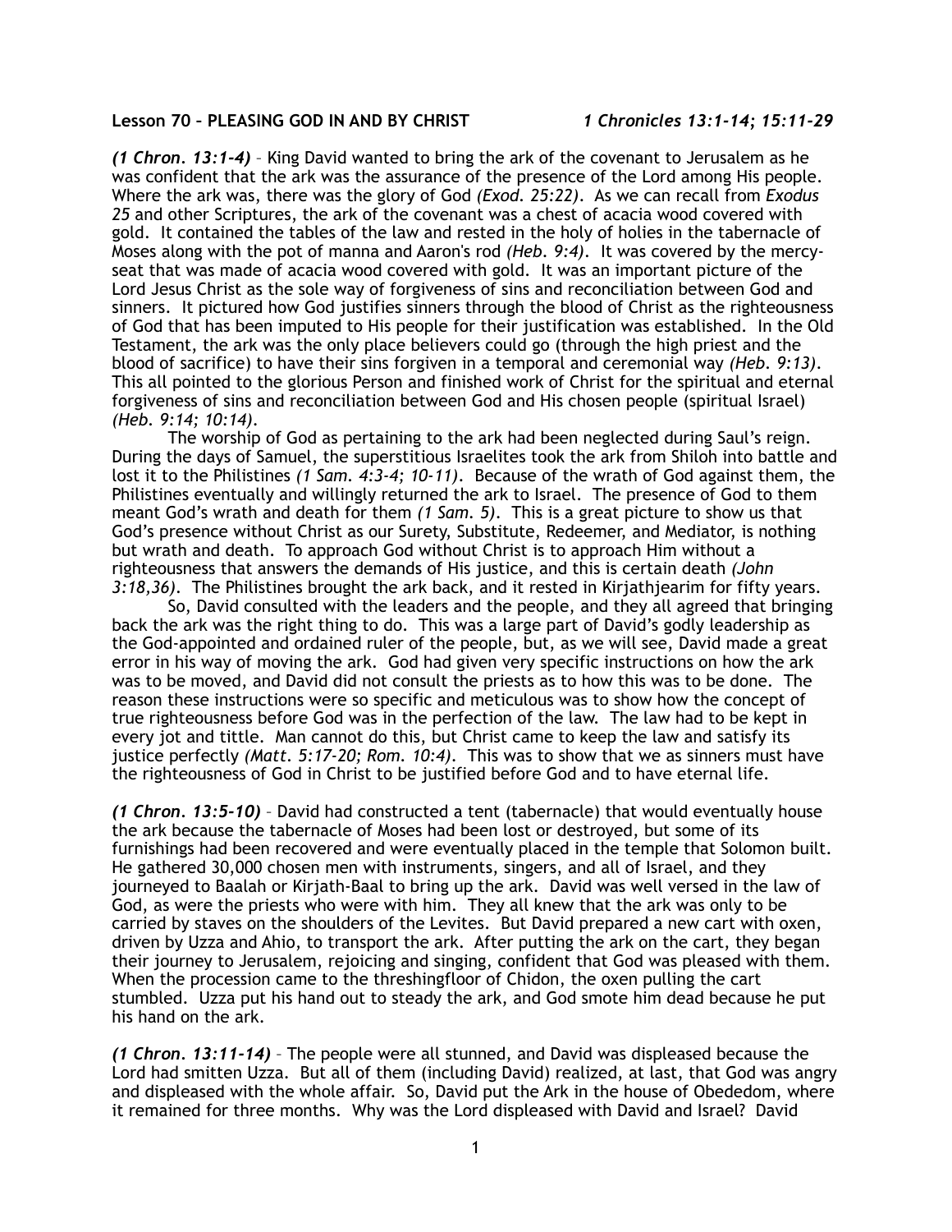**Lesson 70 – PLEASING GOD IN AND BY CHRIST** *1 Chronicles 13:1-14; 15:11-29*

***(1 Chron. 13:1-4)*** – King David wanted to bring the ark of the covenant to Jerusalem as he was confident that the ark was the assurance of the presence of the Lord among His people. Where the ark was, there was the glory of God *(Exod. 25:22)*. As we can recall from *Exodus 25* and other Scriptures, the ark of the covenant was a chest of acacia wood covered with gold. It contained the tables of the law and rested in the holy of holies in the tabernacle of Moses along with the pot of manna and Aaron's rod *(Heb. 9:4)*. It was covered by the mercy-seat that was made of acacia wood covered with gold. It was an important picture of the Lord Jesus Christ as the sole way of forgiveness of sins and reconciliation between God and sinners. It pictured how God justifies sinners through the blood of Christ as the righteousness of God that has been imputed to His people for their justification was established. In the Old Testament, the ark was the only place believers could go (through the high priest and the blood of sacrifice) to have their sins forgiven in a temporal and ceremonial way *(Heb. 9:13)*. This all pointed to the glorious Person and finished work of Christ for the spiritual and eternal forgiveness of sins and reconciliation between God and His chosen people (spiritual Israel) *(Heb. 9:14; 10:14)*.

The worship of God as pertaining to the ark had been neglected during Saul's reign. During the days of Samuel, the superstitious Israelites took the ark from Shiloh into battle and lost it to the Philistines *(1 Sam. 4:3-4; 10-11)*. Because of the wrath of God against them, the Philistines eventually and willingly returned the ark to Israel. The presence of God to them meant God's wrath and death for them *(1 Sam. 5)*. This is a great picture to show us that God's presence without Christ as our Surety, Substitute, Redeemer, and Mediator, is nothing but wrath and death. To approach God without Christ is to approach Him without a righteousness that answers the demands of His justice, and this is certain death *(John 3:18,36)*. The Philistines brought the ark back, and it rested in Kirjathjearim for fifty years.

So, David consulted with the leaders and the people, and they all agreed that bringing back the ark was the right thing to do. This was a large part of David's godly leadership as the God-appointed and ordained ruler of the people, but, as we will see, David made a great error in his way of moving the ark. God had given very specific instructions on how the ark was to be moved, and David did not consult the priests as to how this was to be done. The reason these instructions were so specific and meticulous was to show how the concept of true righteousness before God was in the perfection of the law. The law had to be kept in every jot and tittle. Man cannot do this, but Christ came to keep the law and satisfy its justice perfectly *(Matt. 5:17-20; Rom. 10:4)*. This was to show that we as sinners must have the righteousness of God in Christ to be justified before God and to have eternal life.

***(1 Chron. 13:5-10)*** – David had constructed a tent (tabernacle) that would eventually house the ark because the tabernacle of Moses had been lost or destroyed, but some of its furnishings had been recovered and were eventually placed in the temple that Solomon built. He gathered 30,000 chosen men with instruments, singers, and all of Israel, and they journeyed to Baalah or Kirjath-Baal to bring up the ark. David was well versed in the law of God, as were the priests who were with him. They all knew that the ark was only to be carried by staves on the shoulders of the Levites. But David prepared a new cart with oxen, driven by Uzza and Ahio, to transport the ark. After putting the ark on the cart, they began their journey to Jerusalem, rejoicing and singing, confident that God was pleased with them. When the procession came to the threshingfloor of Chidon, the oxen pulling the cart stumbled. Uzza put his hand out to steady the ark, and God smote him dead because he put his hand on the ark.

***(1 Chron. 13:11-14)*** – The people were all stunned, and David was displeased because the Lord had smitten Uzza. But all of them (including David) realized, at last, that God was angry and displeased with the whole affair. So, David put the Ark in the house of Obededom, where it remained for three months. Why was the Lord displeased with David and Israel? David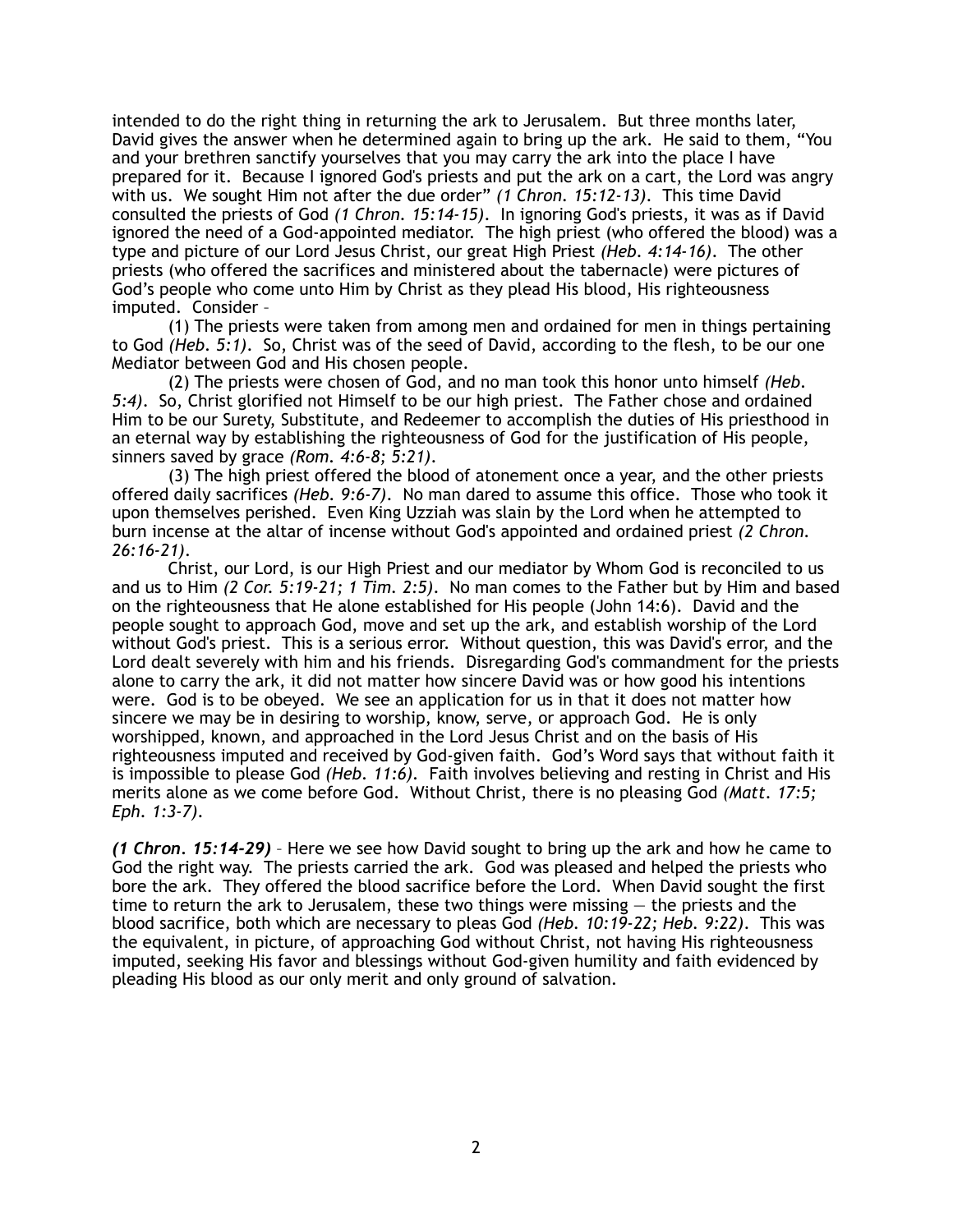intended to do the right thing in returning the ark to Jerusalem. But three months later, David gives the answer when he determined again to bring up the ark. He said to them, "You and your brethren sanctify yourselves that you may carry the ark into the place I have prepared for it. Because I ignored God's priests and put the ark on a cart, the Lord was angry with us. We sought Him not after the due order" *(1 Chron. 15:12-13)*. This time David consulted the priests of God *(1 Chron. 15:14-15)*. In ignoring God's priests, it was as if David ignored the need of a God-appointed mediator. The high priest (who offered the blood) was a type and picture of our Lord Jesus Christ, our great High Priest *(Heb. 4:14-16)*. The other priests (who offered the sacrifices and ministered about the tabernacle) were pictures of God's people who come unto Him by Christ as they plead His blood, His righteousness imputed. Consider –

(1) The priests were taken from among men and ordained for men in things pertaining to God *(Heb. 5:1)*. So, Christ was of the seed of David, according to the flesh, to be our one Mediator between God and His chosen people.

(2) The priests were chosen of God, and no man took this honor unto himself *(Heb. 5:4)*. So, Christ glorified not Himself to be our high priest. The Father chose and ordained Him to be our Surety, Substitute, and Redeemer to accomplish the duties of His priesthood in an eternal way by establishing the righteousness of God for the justification of His people, sinners saved by grace *(Rom. 4:6-8; 5:21)*.

(3) The high priest offered the blood of atonement once a year, and the other priests offered daily sacrifices *(Heb. 9:6-7)*. No man dared to assume this office. Those who took it upon themselves perished. Even King Uzziah was slain by the Lord when he attempted to burn incense at the altar of incense without God's appointed and ordained priest *(2 Chron. 26:16-21)*.

Christ, our Lord, is our High Priest and our mediator by Whom God is reconciled to us and us to Him *(2 Cor. 5:19-21; 1 Tim. 2:5)*. No man comes to the Father but by Him and based on the righteousness that He alone established for His people (John 14:6). David and the people sought to approach God, move and set up the ark, and establish worship of the Lord without God's priest. This is a serious error. Without question, this was David's error, and the Lord dealt severely with him and his friends. Disregarding God's commandment for the priests alone to carry the ark, it did not matter how sincere David was or how good his intentions were. God is to be obeyed. We see an application for us in that it does not matter how sincere we may be in desiring to worship, know, serve, or approach God. He is only worshipped, known, and approached in the Lord Jesus Christ and on the basis of His righteousness imputed and received by God-given faith. God's Word says that without faith it is impossible to please God *(Heb. 11:6)*. Faith involves believing and resting in Christ and His merits alone as we come before God. Without Christ, there is no pleasing God *(Matt. 17:5; Eph. 1:3-7)*.

***(1 Chron. 15:14-29)*** – Here we see how David sought to bring up the ark and how he came to God the right way. The priests carried the ark. God was pleased and helped the priests who bore the ark. They offered the blood sacrifice before the Lord. When David sought the first time to return the ark to Jerusalem, these two things were missing — the priests and the blood sacrifice, both which are necessary to pleas God *(Heb. 10:19-22; Heb. 9:22)*. This was the equivalent, in picture, of approaching God without Christ, not having His righteousness imputed, seeking His favor and blessings without God-given humility and faith evidenced by pleading His blood as our only merit and only ground of salvation.